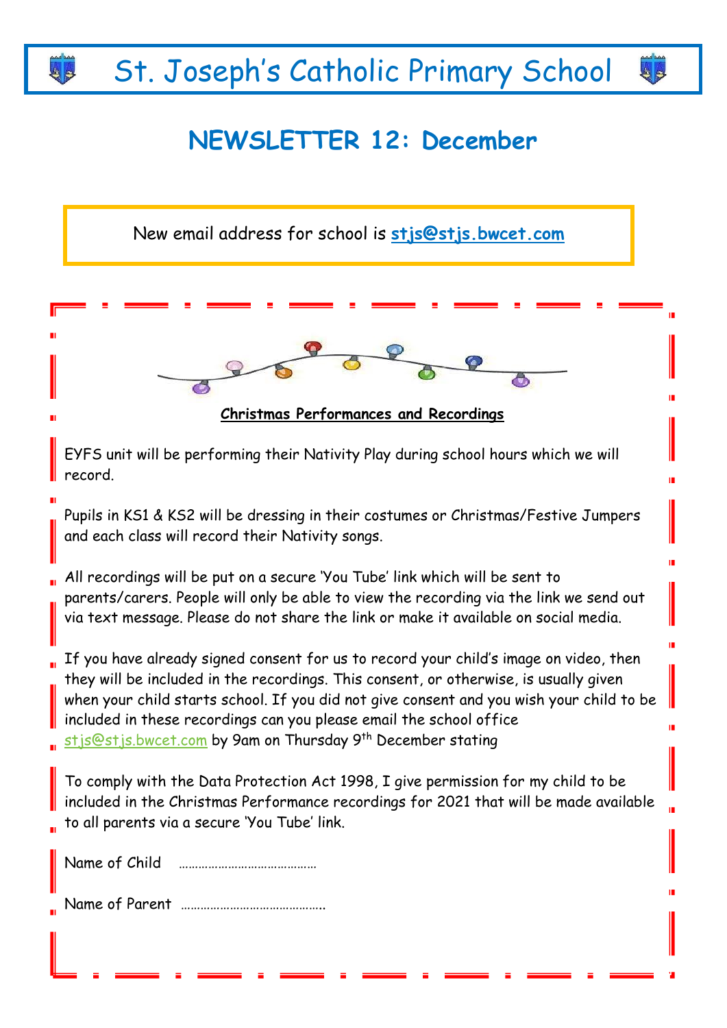# St. Joseph's Catholic Primary School

## NEWSLETTER 12: December

New email address for school is **stjs@stjs.bwcet.com**

**Christmas Performances and Recordings**

EYFS unit will be performing their Nativity Play during school hours which we will record.

Pupils in KS1 & KS2 will be dressing in their costumes or Christmas/Festive Jumpers and each class will record their Nativity songs.

All recordings will be put on a secure 'You Tube' link which will be sent to parents/carers. People will only be able to view the recording via the link we send out via text message. Please do not share the link or make it available on social media.

If you have already signed consent for us to record your child's image on video, then they will be included in the recordings. This consent, or otherwise, is usually given when your child starts school. If you did not give consent and you wish your child to be included in these recordings can you please email the school office stjs@stjs.bwcet.com by 9am on Thursday 9th December stating

To comply with the Data Protection Act 1998, I give permission for my child to be included in the Christmas Performance recordings for 2021 that will be made available to all parents via a secure 'You Tube' link.

Name of Child ……………………………………

Name of Parent ……………………………………..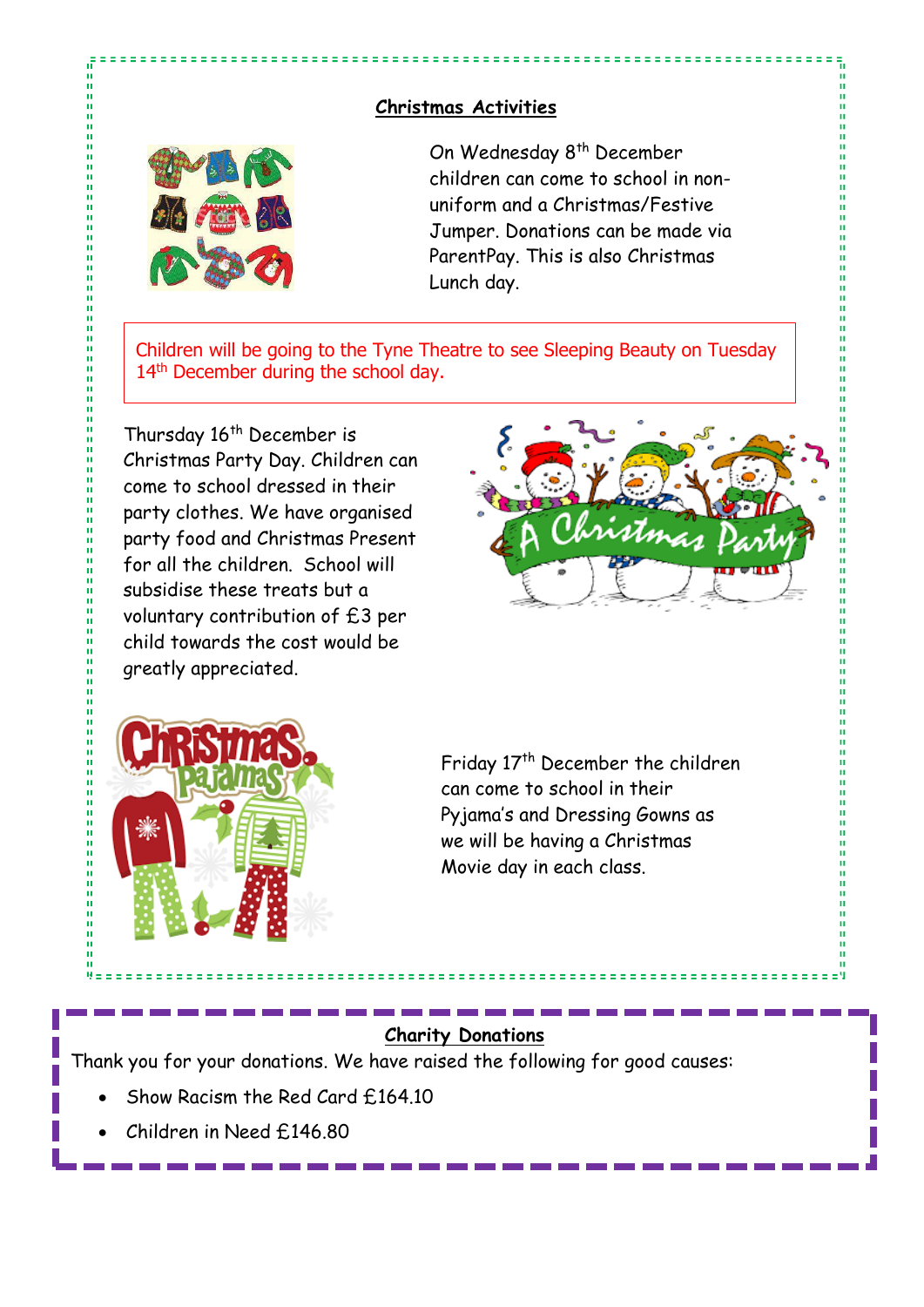## Christmas Activities

On Wednesday 8th December children can come to school in non-uniform and a Christmas/Festive Jumper. Donations can be made via ParentPay. This is also Christmas Lunch day.

Children will be going to the Tyne Theatre to see Sleeping Beauty on Tuesday 14th December during the school day.

Thursday 16th December is Christmas Party Day. Children can come to school dressed in their party clothes. We have organised party food and Christmas Present for all the children. School will subsidise these treats but a voluntary contribution of £3 per child towards the cost would be greatly appreciated.

Friday 17th December the children can come to school in their Pyjama's and Dressing Gowns as we will be having a Christmas Movie day in each class.

## Charity Donations

Thank you for your donations. We have raised the following for good causes:

- Show Racism the Red Card £164.10
- Children in Need £146.80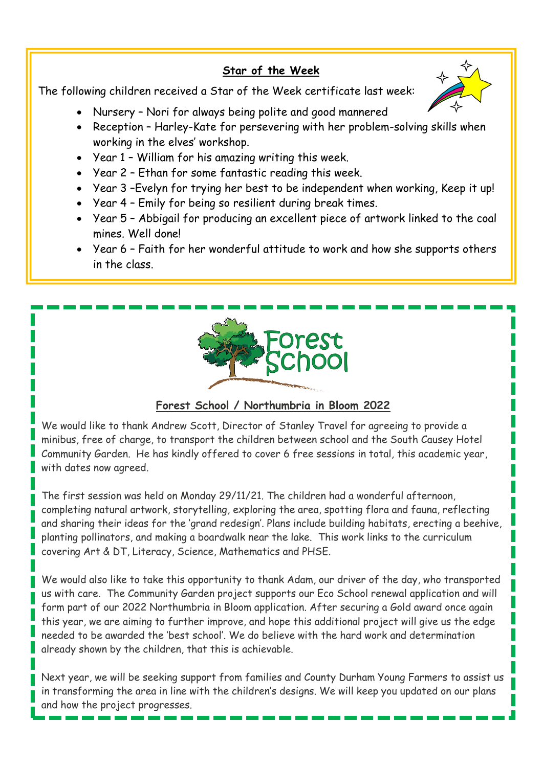## Star of the Week

The following children received a Star of the Week certificate last week:

- Nursery – Nori for always being polite and good mannered
- Reception – Harley-Kate for persevering with her problem-solving skills when working in the elves' workshop.
- Year 1 – William for his amazing writing this week.
- Year 2 – Ethan for some fantastic reading this week.
- Year 3 –Evelyn for trying her best to be independent when working, Keep it up!
- Year 4 – Emily for being so resilient during break times.
- Year 5 – Abbigail for producing an excellent piece of artwork linked to the coal mines. Well done!
- Year 6 – Faith for her wonderful attitude to work and how she supports others in the class.

Forest School

## Forest School / Northumbria in Bloom 2022

We would like to thank Andrew Scott, Director of Stanley Travel for agreeing to provide a minibus, free of charge, to transport the children between school and the South Causey Hotel Community Garden. He has kindly offered to cover 6 free sessions in total, this academic year, with dates now agreed.

The first session was held on Monday 29/11/21. The children had a wonderful afternoon, completing natural artwork, storytelling, exploring the area, spotting flora and fauna, reflecting and sharing their ideas for the 'grand redesign'. Plans include building habitats, erecting a beehive, planting pollinators, and making a boardwalk near the lake. This work links to the curriculum covering Art & DT, Literacy, Science, Mathematics and PHSE.

We would also like to take this opportunity to thank Adam, our driver of the day, who transported us with care. The Community Garden project supports our Eco School renewal application and will form part of our 2022 Northumbria in Bloom application. After securing a Gold award once again this year, we are aiming to further improve, and hope this additional project will give us the edge needed to be awarded the 'best school'. We do believe with the hard work and determination already shown by the children, that this is achievable.

Next year, we will be seeking support from families and County Durham Young Farmers to assist us in transforming the area in line with the children's designs. We will keep you updated on our plans and how the project progresses.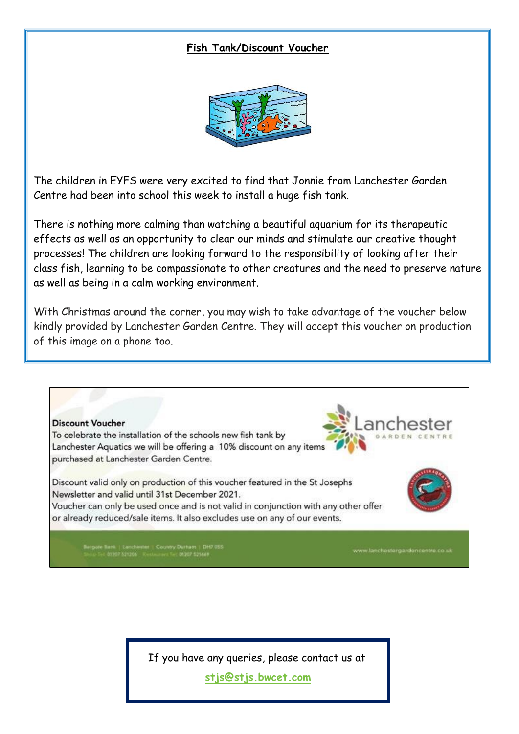## Fish Tank/Discount Voucher

The children in EYFS were very excited to find that Jonnie from Lanchester Garden Centre had been into school this week to install a huge fish tank.

There is nothing more calming than watching a beautiful aquarium for its therapeutic effects as well as an opportunity to clear our minds and stimulate our creative thought processes! The children are looking forward to the responsibility of looking after their class fish, learning to be compassionate to other creatures and the need to preserve nature as well as being in a calm working environment.

With Christmas around the corner, you may wish to take advantage of the voucher below kindly provided by Lanchester Garden Centre. They will accept this voucher on production of this image on a phone too.

**Discount Voucher**

To celebrate the installation of the schools new fish tank by Lanchester Aquatics we will be offering a 10% discount on any items purchased at Lanchester Garden Centre.

Lanchester GARDEN CENTRE

Discount valid only on production of this voucher featured in the St Josephs Newsletter and valid until 31st December 2021.
Voucher can only be used once and is not valid in conjunction with any other offer or already reduced/sale items. It also excludes use on any of our events.

Bargate Bank | Lanchester | County Durham | DH7 0SS
Shop Tel: 01207 521206 Restaurant Tel: 01207 521649

www.lanchestergardencentre.co.uk

If you have any queries, please contact us at

stjs@stjs.bwcet.com